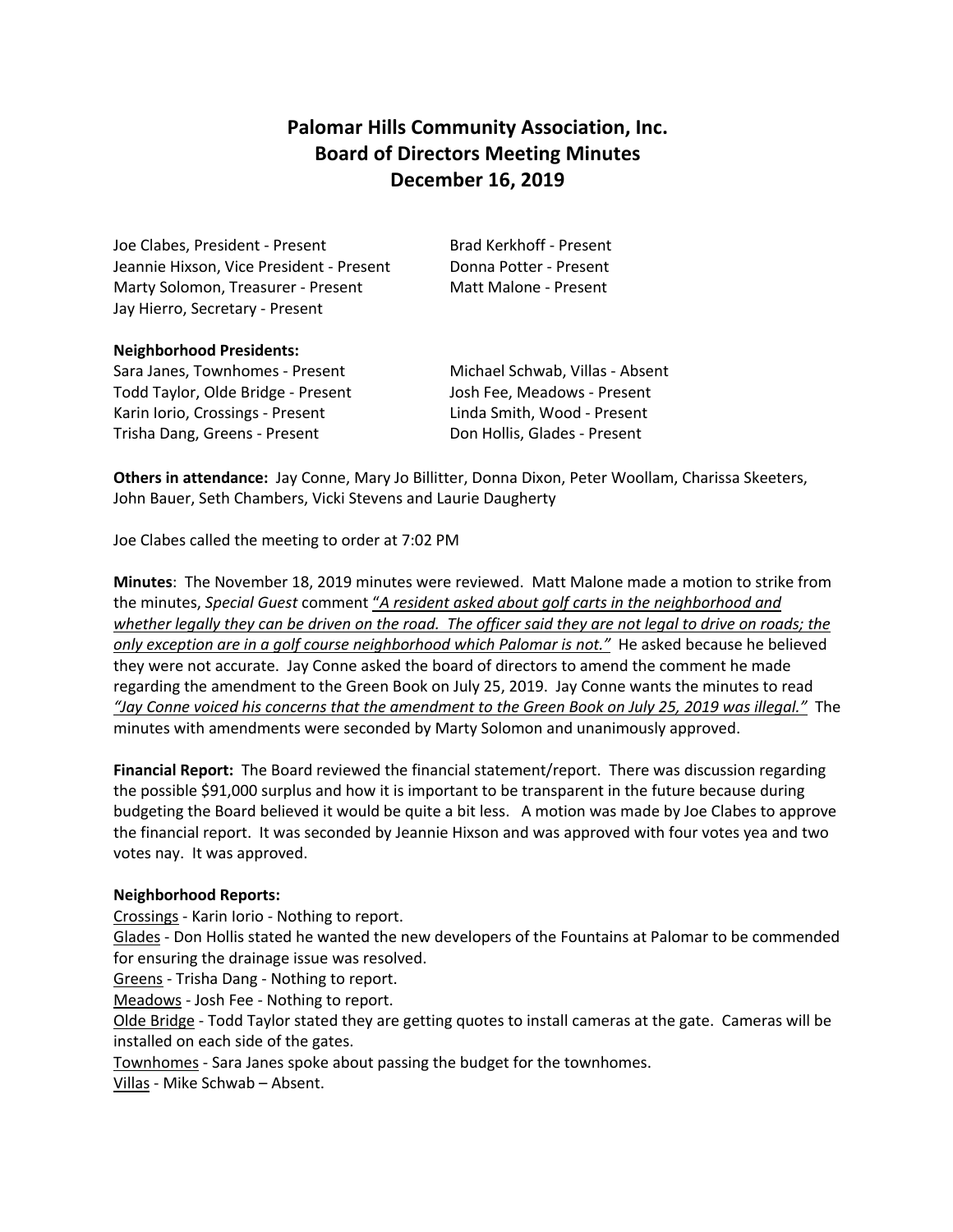# Palomar Hills Community Association, Inc.
## Board of Directors Meeting Minutes
## December 16, 2019

Joe Clabes, President - Present
Jeannie Hixson, Vice President - Present
Marty Solomon, Treasurer - Present
Jay Hierro, Secretary - Present
Brad Kerkhoff - Present
Donna Potter - Present
Matt Malone - Present

**Neighborhood Presidents:**

Sara Janes, Townhomes - Present
Todd Taylor, Olde Bridge - Present
Karin Iorio, Crossings - Present
Trisha Dang, Greens - Present
Michael Schwab, Villas - Absent
Josh Fee, Meadows - Present
Linda Smith, Wood - Present
Don Hollis, Glades - Present

**Others in attendance:** Jay Conne, Mary Jo Billitter, Donna Dixon, Peter Woollam, Charissa Skeeters, John Bauer, Seth Chambers, Vicki Stevens and Laurie Daugherty

Joe Clabes called the meeting to order at 7:02 PM

**Minutes**: The November 18, 2019 minutes were reviewed. Matt Malone made a motion to strike from the minutes, *Special Guest* comment "*A resident asked about golf carts in the neighborhood and whether legally they can be driven on the road. The officer said they are not legal to drive on roads; the only exception are in a golf course neighborhood which Palomar is not.*" He asked because he believed they were not accurate. Jay Conne asked the board of directors to amend the comment he made regarding the amendment to the Green Book on July 25, 2019. Jay Conne wants the minutes to read *"Jay Conne voiced his concerns that the amendment to the Green Book on July 25, 2019 was illegal."* The minutes with amendments were seconded by Marty Solomon and unanimously approved.

**Financial Report:** The Board reviewed the financial statement/report. There was discussion regarding the possible $91,000 surplus and how it is important to be transparent in the future because during budgeting the Board believed it would be quite a bit less. A motion was made by Joe Clabes to approve the financial report. It was seconded by Jeannie Hixson and was approved with four votes yea and two votes nay. It was approved.

**Neighborhood Reports:**

Crossings - Karin Iorio - Nothing to report.
Glades - Don Hollis stated he wanted the new developers of the Fountains at Palomar to be commended for ensuring the drainage issue was resolved.
Greens - Trisha Dang - Nothing to report.
Meadows - Josh Fee - Nothing to report.
Olde Bridge - Todd Taylor stated they are getting quotes to install cameras at the gate. Cameras will be installed on each side of the gates.
Townhomes - Sara Janes spoke about passing the budget for the townhomes.
Villas - Mike Schwab – Absent.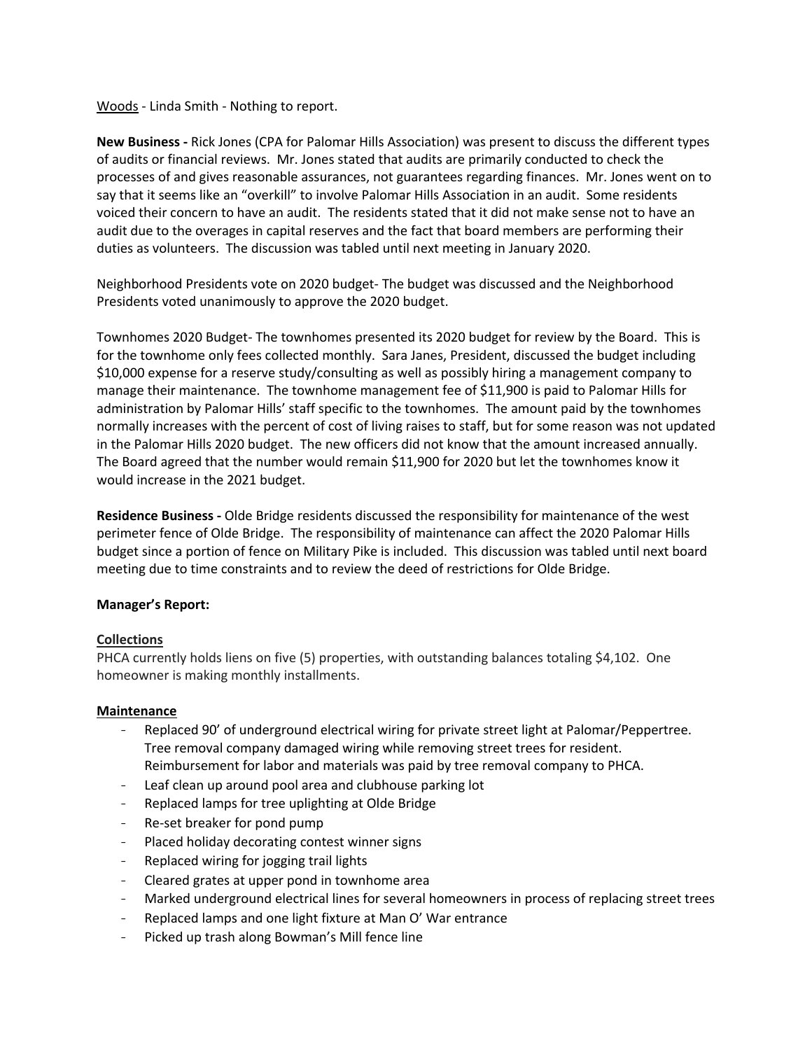Woods - Linda Smith - Nothing to report.

**New Business -** Rick Jones (CPA for Palomar Hills Association) was present to discuss the different types of audits or financial reviews. Mr. Jones stated that audits are primarily conducted to check the processes of and gives reasonable assurances, not guarantees regarding finances. Mr. Jones went on to say that it seems like an "overkill" to involve Palomar Hills Association in an audit. Some residents voiced their concern to have an audit. The residents stated that it did not make sense not to have an audit due to the overages in capital reserves and the fact that board members are performing their duties as volunteers. The discussion was tabled until next meeting in January 2020.

Neighborhood Presidents vote on 2020 budget- The budget was discussed and the Neighborhood Presidents voted unanimously to approve the 2020 budget.

Townhomes 2020 Budget- The townhomes presented its 2020 budget for review by the Board. This is for the townhome only fees collected monthly. Sara Janes, President, discussed the budget including $10,000 expense for a reserve study/consulting as well as possibly hiring a management company to manage their maintenance. The townhome management fee of $11,900 is paid to Palomar Hills for administration by Palomar Hills' staff specific to the townhomes. The amount paid by the townhomes normally increases with the percent of cost of living raises to staff, but for some reason was not updated in the Palomar Hills 2020 budget. The new officers did not know that the amount increased annually. The Board agreed that the number would remain $11,900 for 2020 but let the townhomes know it would increase in the 2021 budget.

**Residence Business -** Olde Bridge residents discussed the responsibility for maintenance of the west perimeter fence of Olde Bridge. The responsibility of maintenance can affect the 2020 Palomar Hills budget since a portion of fence on Military Pike is included. This discussion was tabled until next board meeting due to time constraints and to review the deed of restrictions for Olde Bridge.

**Manager's Report:**

**Collections**

PHCA currently holds liens on five (5) properties, with outstanding balances totaling $4,102. One homeowner is making monthly installments.

**Maintenance**

- Replaced 90' of underground electrical wiring for private street light at Palomar/Peppertree. Tree removal company damaged wiring while removing street trees for resident. Reimbursement for labor and materials was paid by tree removal company to PHCA.
- Leaf clean up around pool area and clubhouse parking lot
- Replaced lamps for tree uplighting at Olde Bridge
- Re-set breaker for pond pump
- Placed holiday decorating contest winner signs
- Replaced wiring for jogging trail lights
- Cleared grates at upper pond in townhome area
- Marked underground electrical lines for several homeowners in process of replacing street trees
- Replaced lamps and one light fixture at Man O' War entrance
- Picked up trash along Bowman's Mill fence line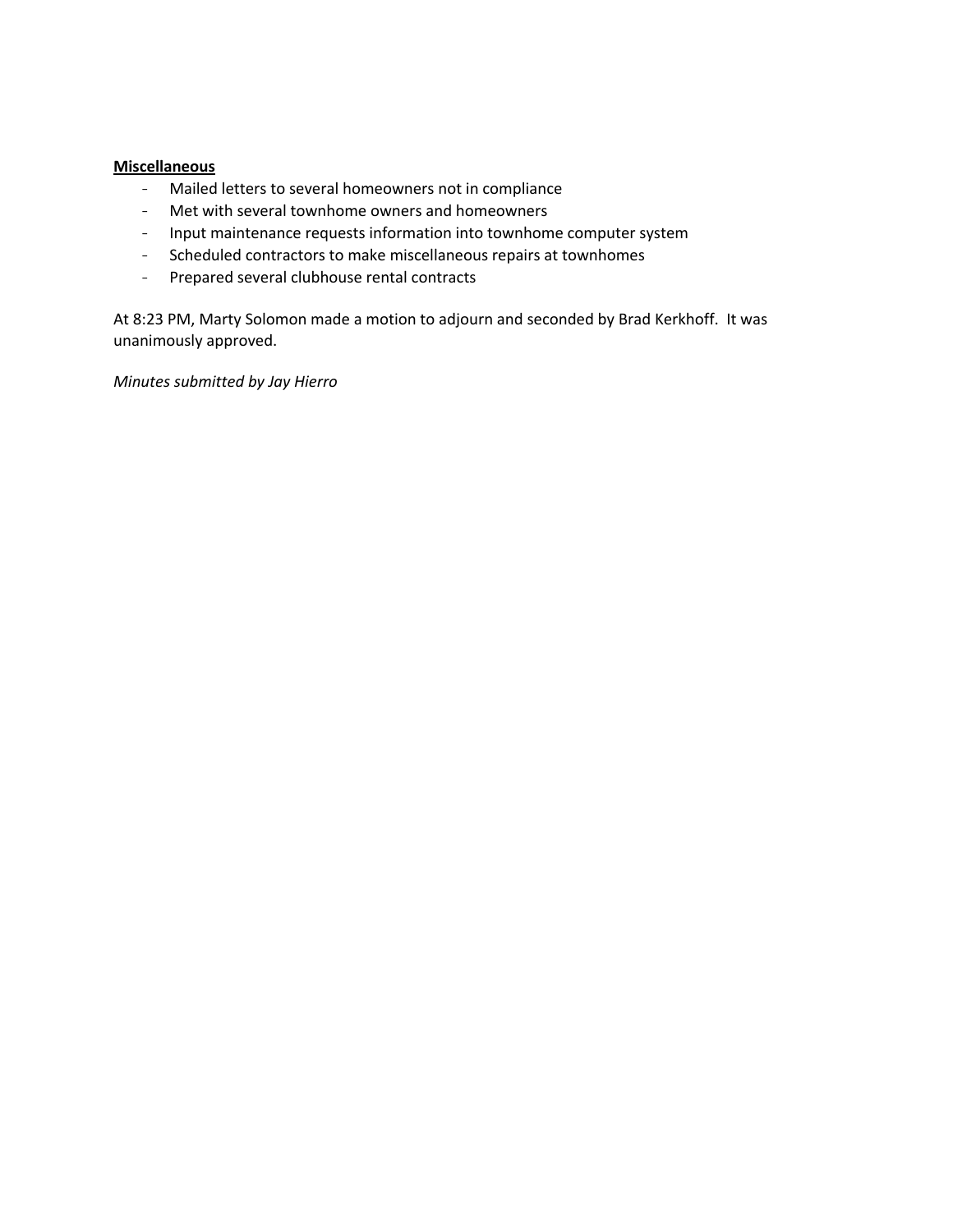**Miscellaneous**

- Mailed letters to several homeowners not in compliance
- Met with several townhome owners and homeowners
- Input maintenance requests information into townhome computer system
- Scheduled contractors to make miscellaneous repairs at townhomes
- Prepared several clubhouse rental contracts

At 8:23 PM, Marty Solomon made a motion to adjourn and seconded by Brad Kerkhoff. It was unanimously approved.

*Minutes submitted by Jay Hierro*